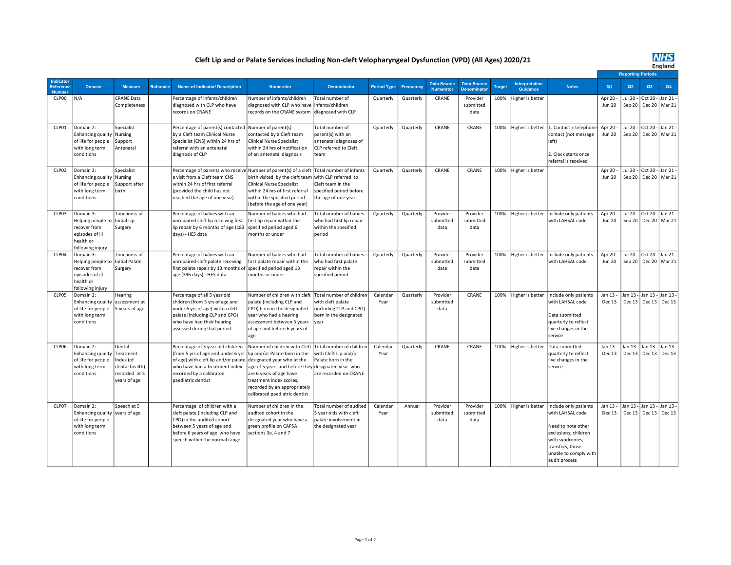# Cleft Lip and or Palate Services including Non-cleft Velopharyngeal Dysfunction (VPD) (All Ages) 2020/21

NHS England

| Indicator Reference Number | Domain | Measure | Rationale | Name of Indicator/ Description | Numerator | Denominator | Period Type | Frequency | Data Source Numerator | Data Source Denominator | Target | Interpretation Guidance | Notes | Reporting Periods Q1 | Q2 | Q3 | Q4 |
|---|---|---|---|---|---|---|---|---|---|---|---|---|---|---|---|---|---|
| CLP00 | N/A | CRANE Data Completeness | | Percentage of infants/children diagnosed with CLP who have records on CRANE | Number of infants/children diagnosed with CLP who have records on the CRANE system | Total number of infants/children diagnosed with CLP | Quarterly | Quarterly | CRANE | Provider submitted data | 100% | Higher is better | | Apr 20 - Jun 20 | Jul 20 - Sep 20 | Oct 20 - Dec 20 | Jan 21 - Mar 21 |
| CLP01 | Domain 2: Enhancing quality of life for people with long term conditions | Specialist Nursing Support Antenatal | | Percentage of parent(s) contacted by a Cleft team Clinical Nurse Specialist (CNS) within 24 hrs of referral with an antenatal diagnosis of CLP | Number of parent(s) contacted by a Cleft team Clinical Nurse Specialist within 24 hrs of notification of an antenatal diagnosis | Total number of parent(s) with an antenatal diagnoses of CLP referred to Cleft team | Quarterly | Quarterly | CRANE | CRANE | 100% | Higher is better | 1. Contact = telephone contact (not message left)<br><br>2. Clock starts once referral is received | Apr 20 - Jun 20 | Jul 20 - Sep 20 | Oct 20 - Dec 20 | Jan 21 - Mar 21 |
| CLP02 | Domain 2: Enhancing quality of life for people with long term conditions | Specialist Nursing Support after birth | | Percentage of parents who receive a visit from a Cleft team CNS within 24 hrs of first referral (provided the child has not reached the age of one year) | Number of parent(s) of a cleft birth visited by the cleft team Clinical Nurse Specialist within 24 hrs of first referral within the specified period (before the age of one year) | Total number of infants with CLP referred to Cleft team in the specified period before the age of one year | Quarterly | Quarterly | CRANE | CRANE | 100% | Higher is better | | Apr 20 - Jun 20 | Jul 20 - Sep 20 | Oct 20 - Dec 20 | Jan 21 - Mar 21 |
| CLP03 | Domain 3: Helping people to recover from episodes of ill health or following injury | Timeliness of Initial Lip Surgery | | Percentage of babies with an unrepaired cleft lip receiving first lip repair by 6 months of age (183 days) - HES data | Number of babies who had first lip repair within the specified period aged 6 months or under | Total number of babies who had first lip repair within the specified period | Quarterly | Quarterly | Provider submitted data | Provider submitted data | 100% | Higher is better | Include only patients with LAHSAL code | Apr 20 - Jun 20 | Jul 20 - Sep 20 | Oct 20 - Dec 20 | Jan 21 - Mar 21 |
| CLP04 | Domain 3: Helping people to recover from episodes of ill health or following injury | Timeliness of Initial Palate Surgery | | Percentage of babies with an unrepaired cleft palate receiving first palate repair by 13 months of age (396 days) - HES data | Number of babies who had first palate repair within the specified period aged 13 months or under | Total number of babies who had first palate repair within the specified period | Quarterly | Quarterly | Provider submitted data | Provider submitted data | 100% | Higher is better | Include only patients with LAHSAL code | Apr 20 - Jun 20 | Jul 20 - Sep 20 | Oct 20 - Dec 20 | Jan 21 - Mar 21 |
| CLP05 | Domain 2: Enhancing quality of life for people with long term conditions | Hearing assessment at 5 years of age | | Percentage of all 5 year old children (from 5 yrs of age and under 6 yrs of age) with a cleft palate (including CLP and CPO) who have had their hearing assessed during that period | Number of children with cleft palate (including CLP and CPO) born in the designated year who had a hearing assessment between 5 years of age and before 6 years of age | Total number of children with cleft palate (including CLP and CPO) born in the designated year | Calendar Year | Quarterly | Provider submitted data | CRANE | 100% | Higher is better | Include only patients with LAHSAL code<br><br>Data submitted quarterly to reflect live changes in the service | Jan 13 - Dec 13 | Jan 13 - Dec 13 | Jan 13 - Dec 13 | Jan 13 - Dec 13 |
| CLP06 | Domain 2: Enhancing quality of life for people with long term conditions | Dental Treatment Index (of dental health) recorded at 5 years of age | | Percentage of 5 year old children (from 5 yrs of age and under 6 yrs of age) with cleft lip and/or palate who have had a treatment index recorded by a calibrated paediatric dentist | Number of children with Cleft lip and/or Palate born in the designated year who at the age of 5 years and before they are 6 years of age have treatment index scores, recorded by an appropriately calibrated paediatric dentist | Total number of children with Cleft Lip and/or Palate born in the designated year who are recorded on CRANE | Calendar Year | Quarterly | CRANE | CRANE | 100% | Higher is better | Data submitted quarterly to reflect live changes in the service | Jan 13 - Dec 13 | Jan 13 - Dec 13 | Jan 13 - Dec 13 | Jan 13 - Dec 13 |
| CLP07 | Domain 2: Enhancing quality of life for people with long term conditions | Speech at 5 years of age | | Percentage of children with a cleft palate (including CLP and CPO) in the audited cohort between 5 years of age and before 6 years of age who have speech within the normal range | Number of children in the audited cohort in the designated year who have a green profile on CAPSA sections 3a, 4 and 7 | Total number of audited 5 year olds with cleft palate involvement in the designated year | Calendar Year | Annual | Provider submitted data | Provider submitted data | 100% | Higher is better | Include only patients with LAHSAL code<br><br>Need to note other exclusions; children with syndromes, transfers, those unable to comply with audit process | Jan 13 - Dec 13 | Jan 13 - Dec 13 | Jan 13 - Dec 13 | Jan 13 - Dec 13 |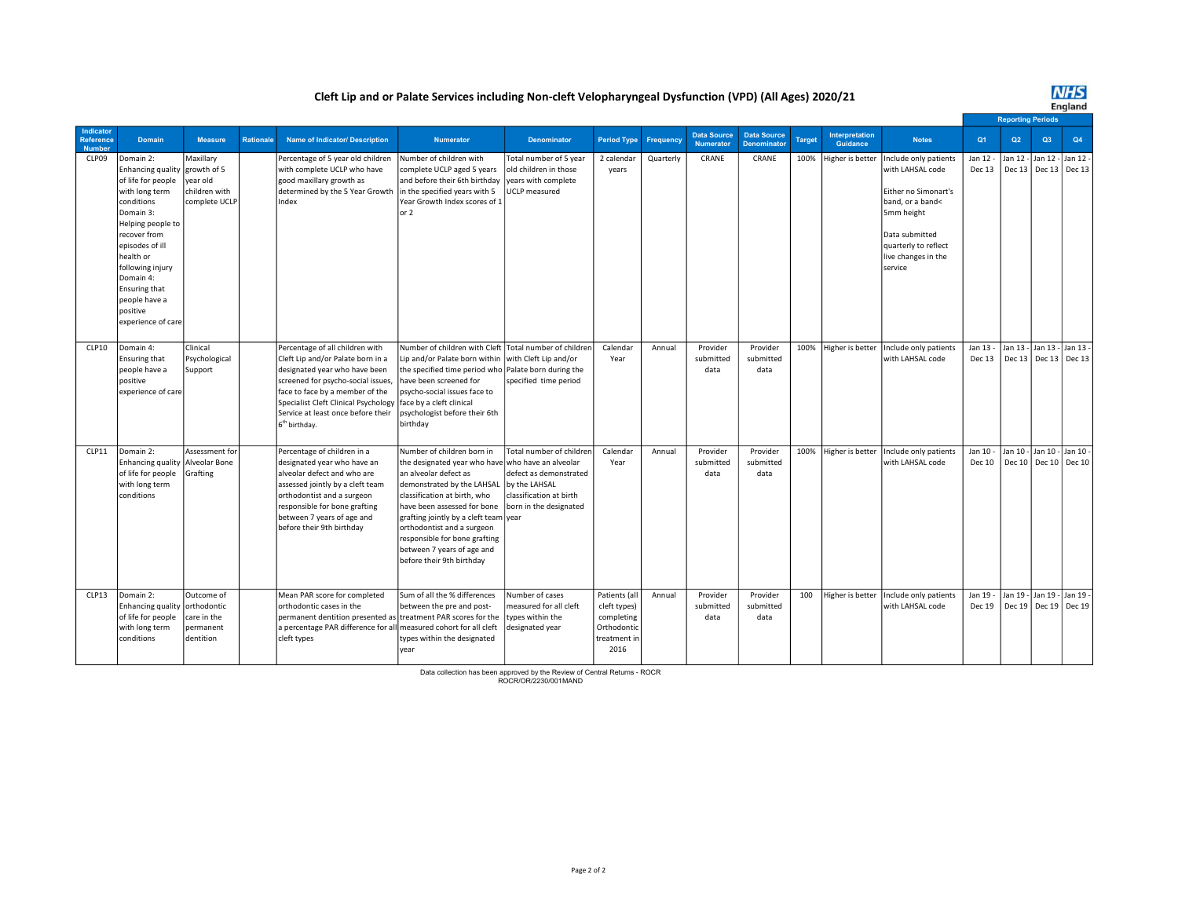# Cleft Lip and or Palate Services including Non-cleft Velopharyngeal Dysfunction (VPD) (All Ages) 2020/21

NHS England

| Indicator Reference Number | Domain | Measure | Rationale | Name of Indicator/ Description | Numerator | Denominator | Period Type | Frequency | Data Source Numerator | Data Source Denominator | Target | Interpretation Guidance | Notes | Reporting Periods | | | |
|---|---|---|---|---|---|---|---|---|---|---|---|---|---|---|---|---|---|
| | | | | | | | | | | | | | | Q1 | Q2 | Q3 | Q4 |
| CLP09 | Domain 2: Enhancing quality of life for people with long term conditions Domain 3: Helping people to recover from episodes of ill health or following injury Domain 4: Ensuring that people have a positive experience of care | Maxillary growth of 5 year old children with complete UCLP | | Percentage of 5 year old children with complete UCLP who have good maxillary growth as determined by the 5 Year Growth Index | Number of children with complete UCLP aged 5 years and before their 6th birthday in the specified years with 5 Year Growth Index scores of 1 or 2 | Total number of 5 year old children in those years with complete UCLP measured | 2 calendar years | Quarterly | CRANE | CRANE | 100% | Higher is better | Include only patients with LAHSAL code<br><br>Either no Simonart's band, or a band< 5mm height<br><br>Data submitted quarterly to reflect live changes in the service | Jan 12 - Dec 13 | Jan 12 - Dec 13 | Jan 12 - Dec 13 | Jan 12 - Dec 13 |
| CLP10 | Domain 4: Ensuring that people have a positive experience of care | Clinical Psychological Support | | Percentage of all children with Cleft Lip and/or Palate born in a designated year who have been screened for psycho-social issues, face to face by a member of the Specialist Cleft Clinical Psychology Service at least once before their 6th birthday. | Number of children with Cleft Lip and/or Palate born within the specified time period who have been screened for psycho-social issues face to face by a cleft clinical psychologist before their 6th birthday | Total number of children with Cleft Lip and/or Palate born during the specified time period | Calendar Year | Annual | Provider submitted data | Provider submitted data | 100% | Higher is better | Include only patients with LAHSAL code | Jan 13 - Dec 13 | Jan 13 - Dec 13 | Jan 13 - Dec 13 | Jan 13 - Dec 13 |
| CLP11 | Domain 2: Enhancing quality of life for people with long term conditions | Assessment for Alveolar Bone Grafting | | Percentage of children in a designated year who have an alveolar defect and who are assessed jointly by a cleft team orthodontist and a surgeon responsible for bone grafting between 7 years of age and before their 9th birthday | Number of children born in the designated year who have an alveolar defect as demonstrated by the LAHSAL classification at birth, who have been assessed for bone grafting jointly by a cleft team orthodontist and a surgeon responsible for bone grafting between 7 years of age and before their 9th birthday | Total number of children who have an alveolar defect as demonstrated by the LAHSAL classification at birth born in the designated year | Calendar Year | Annual | Provider submitted data | Provider submitted data | 100% | Higher is better | Include only patients with LAHSAL code | Jan 10 - Dec 10 | Jan 10 - Dec 10 | Jan 10 - Dec 10 | Jan 10 - Dec 10 |
| CLP13 | Domain 2: Enhancing quality of life for people with long term conditions | Outcome of orthodontic care in the permanent dentition | | Mean PAR score for completed orthodontic cases in the permanent dentition presented as a percentage PAR difference for all cleft types | Sum of all the % differences between the pre and post-treatment PAR scores for the measured cohort for all cleft types within the designated year | Number of cases measured for all cleft types within the designated year | Patients (all cleft types) completing Orthodontic treatment in 2016 | Annual | Provider submitted data | Provider submitted data | 100 | Higher is better | Include only patients with LAHSAL code | Jan 19 - Dec 19 | Jan 19 - Dec 19 | Jan 19 - Dec 19 | Jan 19 - Dec 19 |

Data collection has been approved by the Review of Central Returns - ROCR
ROCR/OR/2230/001MAND